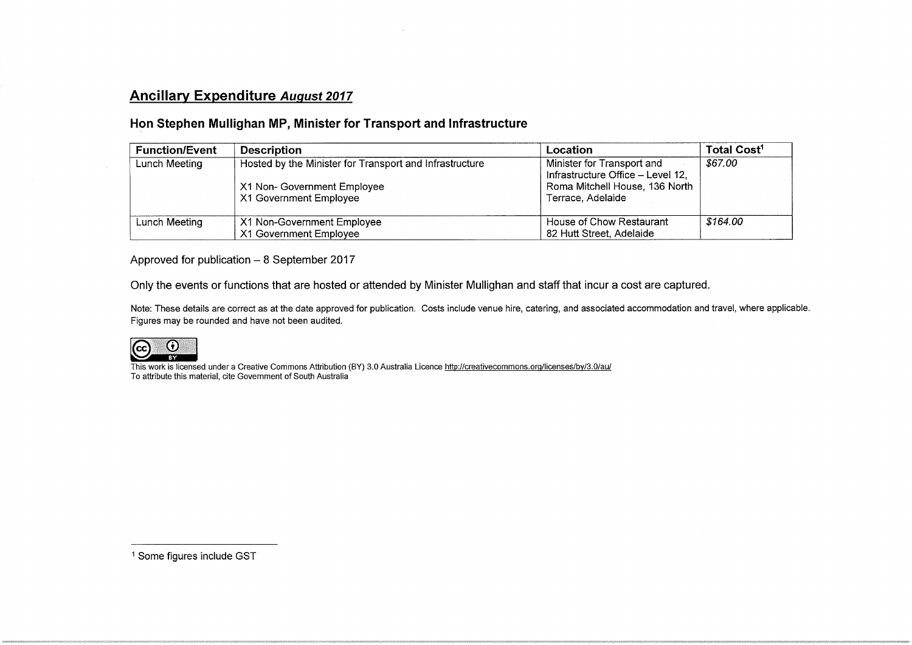## Ancillary Expenditure *August 2017*

### Hon Stephen Mullighan MP, Minister for Transport and Infrastructure

| Function/Event | Description | Location | Total Cost[1] |
|---|---|---|---|
| Lunch Meeting | Hosted by the Minister for Transport and Infrastructure<br><br>X1 Non- Government Employee<br>X1 Government Employee | Minister for Transport and Infrastructure Office – Level 12, Roma Mitchell House, 136 North Terrace, Adelaide | *$67.00* |
| Lunch Meeting | X1 Non-Government Employee<br>X1 Government Employee | House of Chow Restaurant<br>82 Hutt Street, Adelaide | *$164.00* |

Approved for publication – 8 September 2017

Only the events or functions that are hosted or attended by Minister Mullighan and staff that incur a cost are captured.

Note: These details are correct as at the date approved for publication. Costs include venue hire, catering, and associated accommodation and travel, where applicable. Figures may be rounded and have not been audited.

This work is licensed under a Creative Commons Attribution (BY) 3.0 Australia Licence http://creativecommons.org/licenses/by/3.0/au/
To attribute this material, cite Government of South Australia

[1] Some figures include GST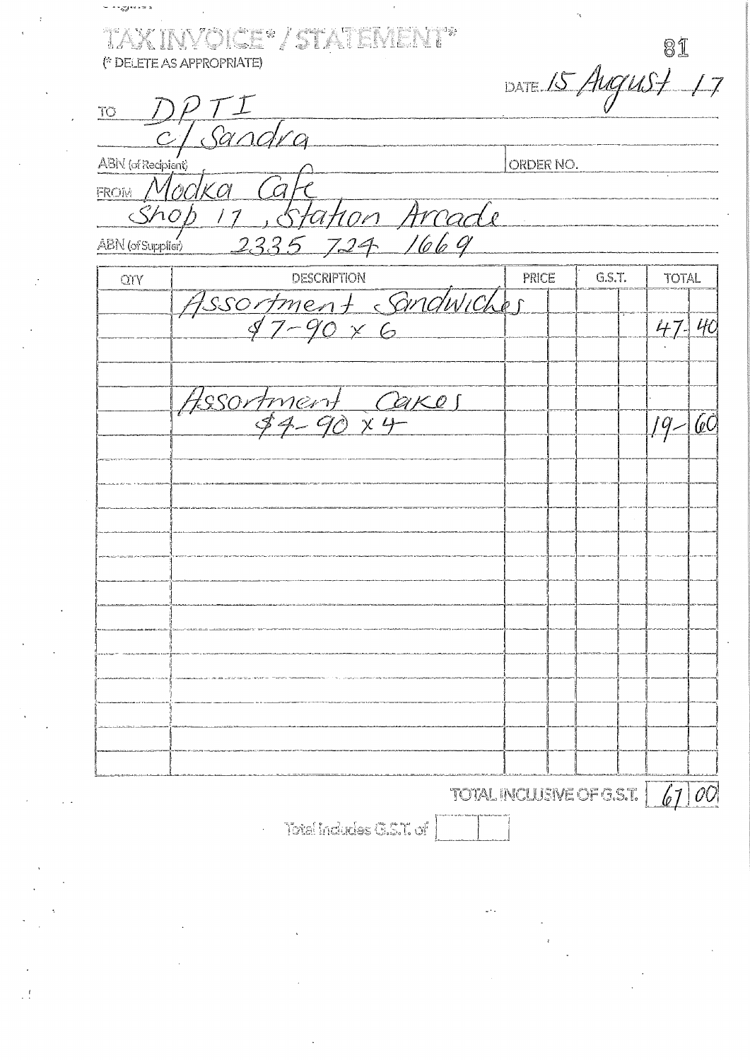# TAX INVOICE* / STATEMENT*

(* DELETE AS APPROPRIATE)

81

DATE 15 August 17

TO DPTI
c/ Sandra

ABN (of Recipient)

ORDER NO.

FROM Modka Cafe
Shop 17, Station Arcade

ABN (of Supplier) 2335 724 1669

| QTY | DESCRIPTION | PRICE | G.S.T. | TOTAL |
|---|---|---|---|---|
| | Assortment Sandwiches | | | |
| | $7-90 x 6 | | | 47-40 |
| | | | | |
| | Assortment Cakes | | | |
| | $4-90 x 4 | | | 19-60 |

TOTAL INCLUSIVE OF G.S.T. 67 00

Total includes G.S.T. of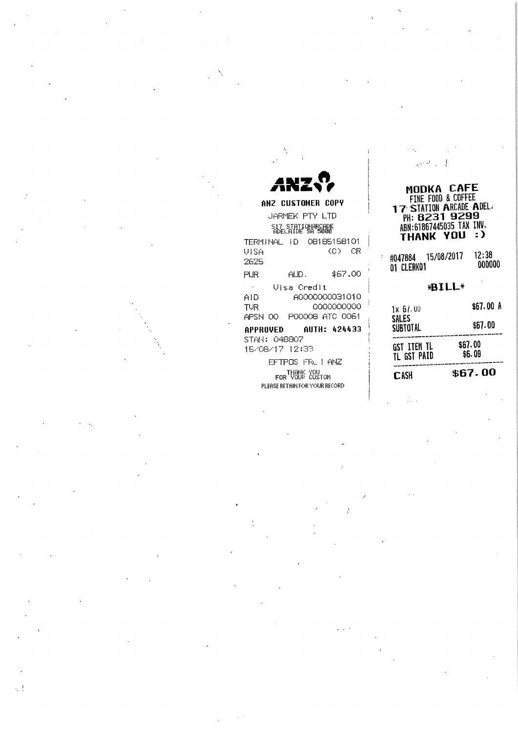ANZ

**ANZ CUSTOMER COPY**

JARMEK PTY LTD

S17 STATIONARCADE
ADELAIDE SA 5000

TERMINAL ID 08185158101

VISA (C) CR

2625

PUR AUD. $67.00

Visa Credit

AID A0000000031010

TVR 0000000000

APSN 00 P00008 ATC 0061

**APPROVED AUTH: 424433**

STAN: 048807

15/08/17 12:33

EFTPOS FRL I ANZ

THANK YOU
FOR YOUR CUSTOM

PLEASE RETAIN FOR YOUR RECORD

**MODKA CAFE**

FINE FOOD & COFFEE

17 STATION ARCADE ADEL.

PH: 8231 9299

ABN:61867445035 TAX INV.

**THANK YOU :)**

#047884 15/08/2017 12:38

01 CLERK01 000000

**\*BILL\***

| | |
|---|---|
| 1x 67.00 | $67.00 A |
| SALES SUBTOTAL | $67.00 |
| GST ITEM TL | $67.00 |
| TL GST PAID | $6.09 |
| CASH | $67.00 |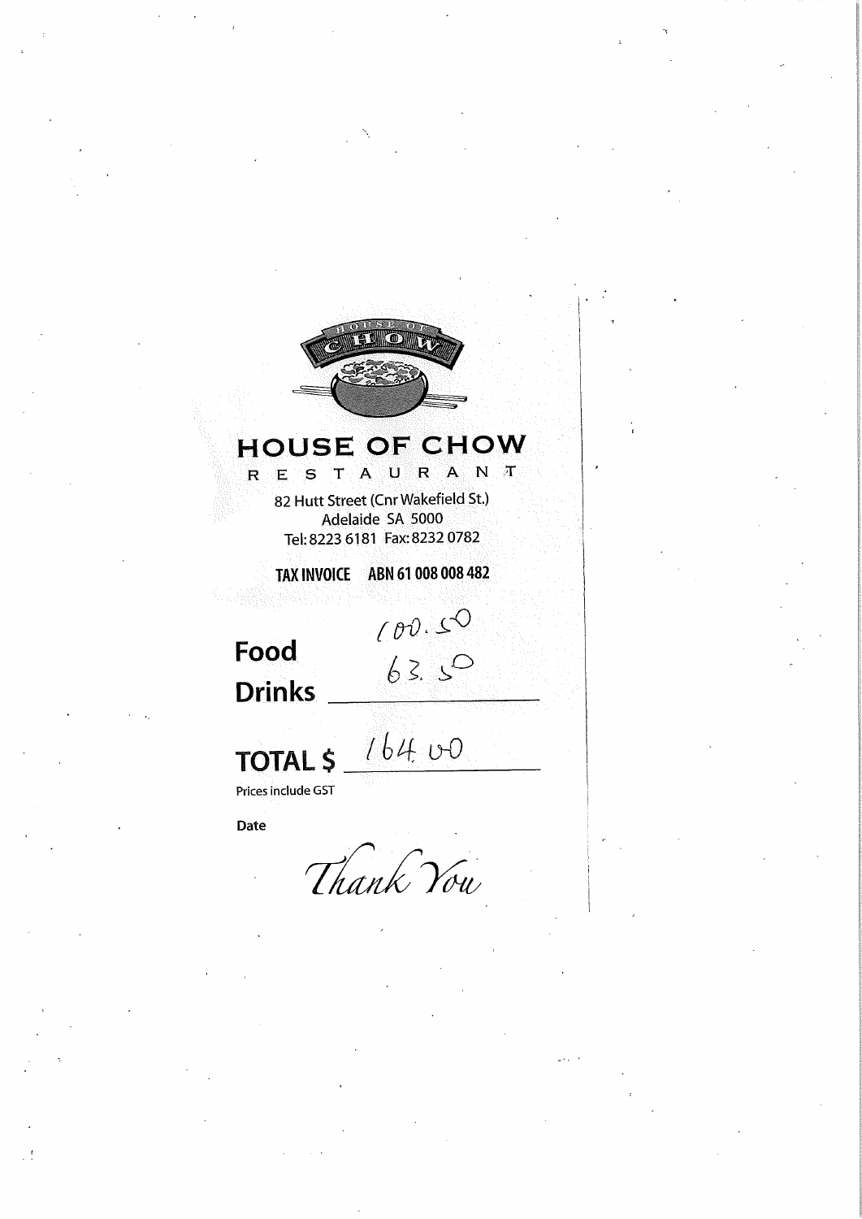# HOUSE OF CHOW

RESTAURANT

82 Hutt Street (Cnr Wakefield St.)
Adelaide SA 5000
Tel: 8223 6181 Fax: 8232 0782

**TAX INVOICE ABN 61 008 008 482**

**Food** 100.50

**Drinks** 63.50

**TOTAL $** 164.00

Prices include GST

**Date**

*Thank You*